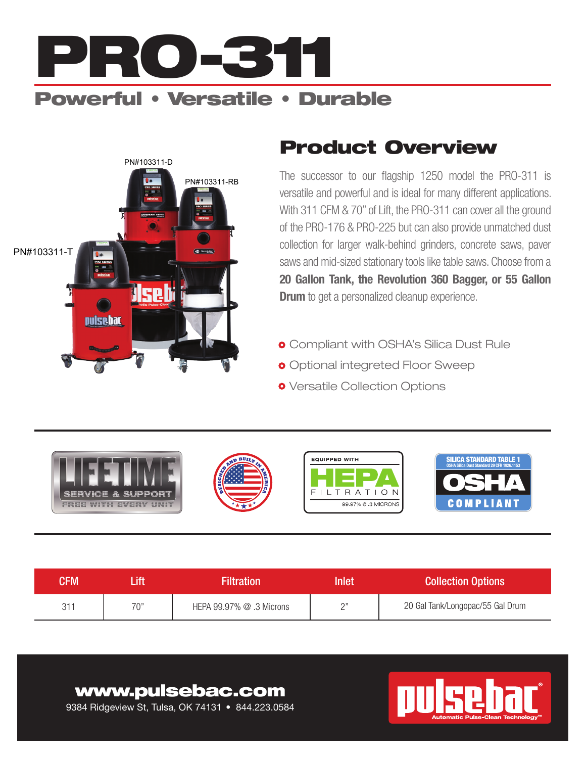# PRO-311

## Powerful • Versatile • Durable

PN#103311-D

PN#103311-RB

PN#103311-T

## Product Overview

The successor to our flagship 1250 model the PRO-311 is versatile and powerful and is ideal for many different applications. With 311 CFM & 70" of Lift, the PRO-311 can cover all the ground of the PRO-176 & PRO-225 but can also provide unmatched dust collection for larger walk-behind grinders, concrete saws, paver saws and mid-sized stationary tools like table saws. Choose from a **20 Gallon Tank, the Revolution 360 Bagger, or 55 Gallon Drum** to get a personalized cleanup experience.

- Compliant with OSHA's Silica Dust Rule
- Optional integreted Floor Sweep
- Versatile Collection Options

LIFETIME SERVICE & SUPPORT FREE WITH EVERY UNIT

DESIGNED AND BUILT IN AMERICA

EQUIPPED WITH HEPA FILTRATION 99.97% @ .3 MICRONS

SILICA STANDARD TABLE 1 OSHA Silica Dust Standard 29 CFR 1926.1153 OSHA COMPLIANT

| CFM | Lift | Filtration | Inlet | Collection Options |
|---|---|---|---|---|
| 311 | 70" | HEPA 99.97% @ .3 Microns | 2" | 20 Gal Tank/Longopac/55 Gal Drum |

**www.pulsebac.com**

9384 Ridgeview St, Tulsa, OK 74131 • 844.223.0584

pulsebac® Automatic Pulse-Clean Technology™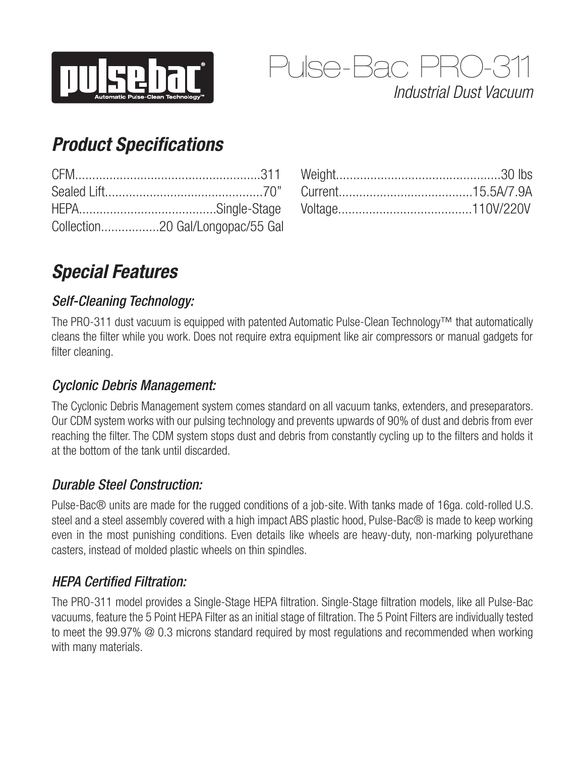# Pulse-Bac PRO-311

*Industrial Dust Vacuum*

## *Product Specifications*

CFM......................................................311
Sealed Lift.............................................70”
HEPA.......................................Single-Stage
Collection.................20 Gal/Longopac/55 Gal

Weight...............................................30 lbs
Current......................................15.5A/7.9A
Voltage......................................110V/220V

## *Special Features*

### *Self-Cleaning Technology:*

The PRO-311 dust vacuum is equipped with patented Automatic Pulse-Clean Technology™ that automatically cleans the filter while you work. Does not require extra equipment like air compressors or manual gadgets for filter cleaning.

### *Cyclonic Debris Management:*

The Cyclonic Debris Management system comes standard on all vacuum tanks, extenders, and preseparators. Our CDM system works with our pulsing technology and prevents upwards of 90% of dust and debris from ever reaching the filter. The CDM system stops dust and debris from constantly cycling up to the filters and holds it at the bottom of the tank until discarded.

### *Durable Steel Construction:*

Pulse-Bac® units are made for the rugged conditions of a job-site. With tanks made of 16ga. cold-rolled U.S. steel and a steel assembly covered with a high impact ABS plastic hood, Pulse-Bac® is made to keep working even in the most punishing conditions. Even details like wheels are heavy-duty, non-marking polyurethane casters, instead of molded plastic wheels on thin spindles.

### *HEPA Certified Filtration:*

The PRO-311 model provides a Single-Stage HEPA filtration. Single-Stage filtration models, like all Pulse-Bac vacuums, feature the 5 Point HEPA Filter as an initial stage of filtration. The 5 Point Filters are individually tested to meet the 99.97% @ 0.3 microns standard required by most regulations and recommended when working with many materials.